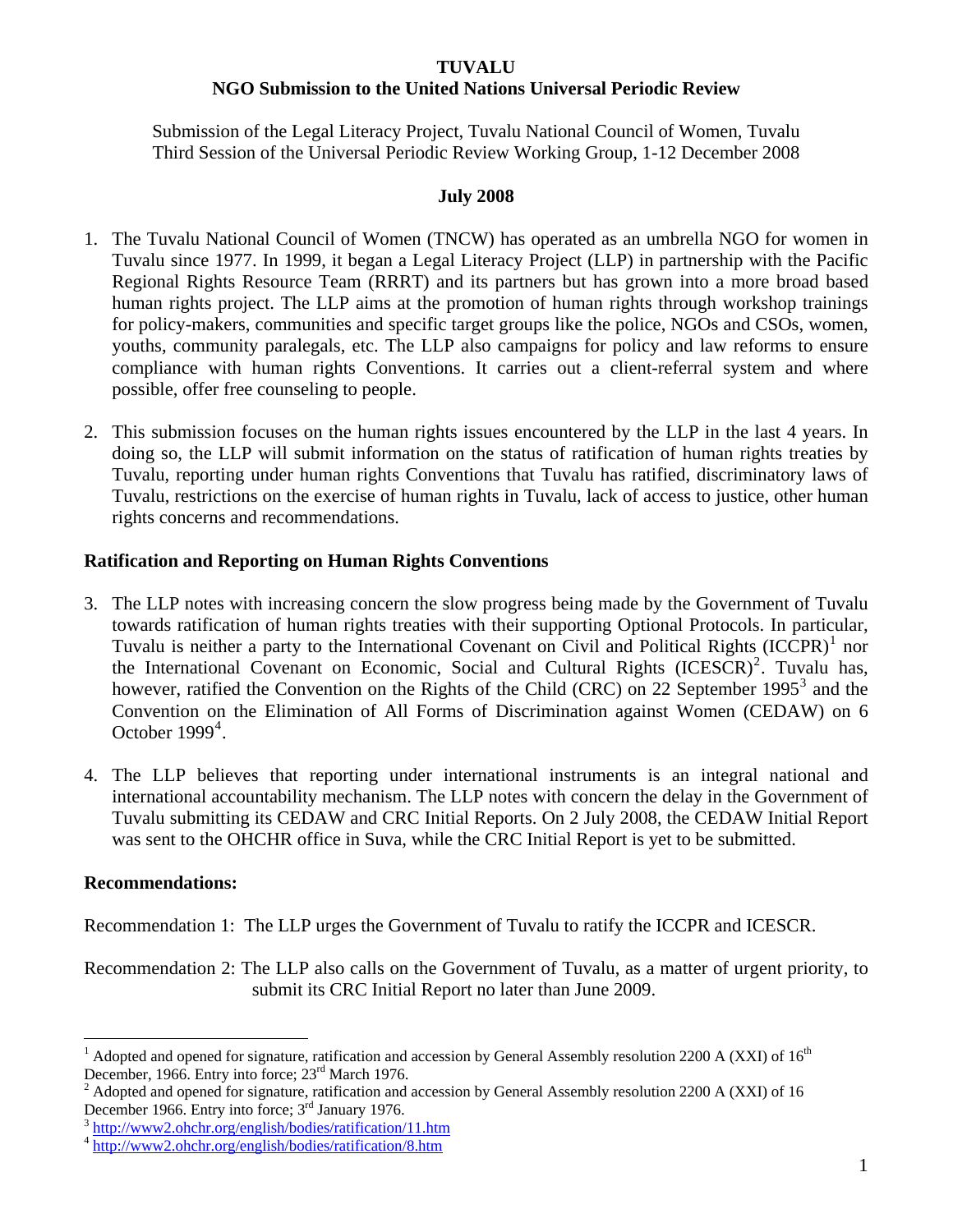# TUVALU
## NGO Submission to the United Nations Universal Periodic Review

Submission of the Legal Literacy Project, Tuvalu National Council of Women, Tuvalu
Third Session of the Universal Periodic Review Working Group, 1-12 December 2008

**July 2008**

1. The Tuvalu National Council of Women (TNCW) has operated as an umbrella NGO for women in Tuvalu since 1977. In 1999, it began a Legal Literacy Project (LLP) in partnership with the Pacific Regional Rights Resource Team (RRRT) and its partners but has grown into a more broad based human rights project. The LLP aims at the promotion of human rights through workshop trainings for policy-makers, communities and specific target groups like the police, NGOs and CSOs, women, youths, community paralegals, etc. The LLP also campaigns for policy and law reforms to ensure compliance with human rights Conventions. It carries out a client-referral system and where possible, offer free counseling to people.

2. This submission focuses on the human rights issues encountered by the LLP in the last 4 years. In doing so, the LLP will submit information on the status of ratification of human rights treaties by Tuvalu, reporting under human rights Conventions that Tuvalu has ratified, discriminatory laws of Tuvalu, restrictions on the exercise of human rights in Tuvalu, lack of access to justice, other human rights concerns and recommendations.

### Ratification and Reporting on Human Rights Conventions

3. The LLP notes with increasing concern the slow progress being made by the Government of Tuvalu towards ratification of human rights treaties with their supporting Optional Protocols. In particular, Tuvalu is neither a party to the International Covenant on Civil and Political Rights (ICCPR)[1] nor the International Covenant on Economic, Social and Cultural Rights (ICESCR)[2]. Tuvalu has, however, ratified the Convention on the Rights of the Child (CRC) on 22 September 1995[3] and the Convention on the Elimination of All Forms of Discrimination against Women (CEDAW) on 6 October 1999[4].

4. The LLP believes that reporting under international instruments is an integral national and international accountability mechanism. The LLP notes with concern the delay in the Government of Tuvalu submitting its CEDAW and CRC Initial Reports. On 2 July 2008, the CEDAW Initial Report was sent to the OHCHR office in Suva, while the CRC Initial Report is yet to be submitted.

### Recommendations:

Recommendation 1: The LLP urges the Government of Tuvalu to ratify the ICCPR and ICESCR.

Recommendation 2: The LLP also calls on the Government of Tuvalu, as a matter of urgent priority, to submit its CRC Initial Report no later than June 2009.

---

[1] Adopted and opened for signature, ratification and accession by General Assembly resolution 2200 A (XXI) of 16th December, 1966. Entry into force; 23rd March 1976.

[2] Adopted and opened for signature, ratification and accession by General Assembly resolution 2200 A (XXI) of 16 December 1966. Entry into force; 3rd January 1976.

[3] http://www2.ohchr.org/english/bodies/ratification/11.htm

[4] http://www2.ohchr.org/english/bodies/ratification/8.htm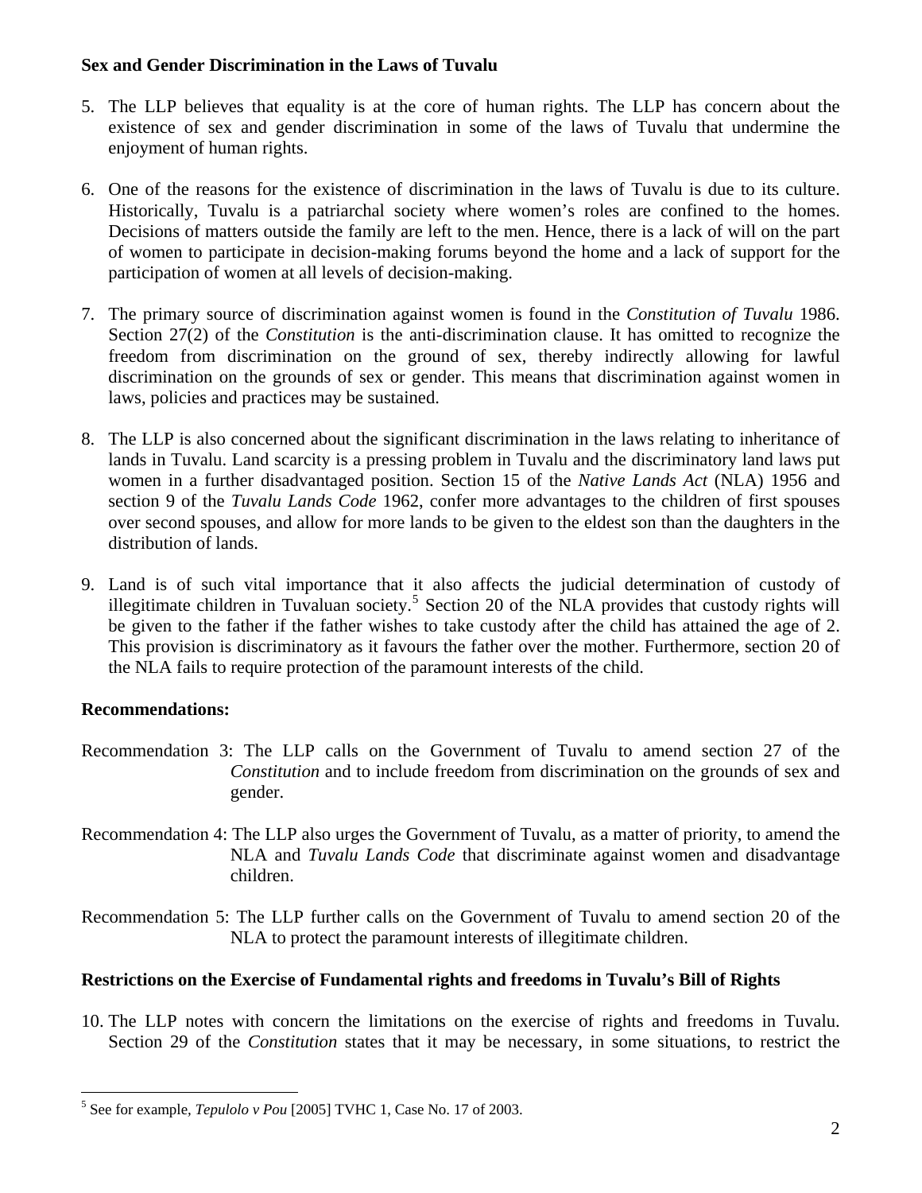**Sex and Gender Discrimination in the Laws of Tuvalu**

5. The LLP believes that equality is at the core of human rights. The LLP has concern about the existence of sex and gender discrimination in some of the laws of Tuvalu that undermine the enjoyment of human rights.

6. One of the reasons for the existence of discrimination in the laws of Tuvalu is due to its culture. Historically, Tuvalu is a patriarchal society where women's roles are confined to the homes. Decisions of matters outside the family are left to the men. Hence, there is a lack of will on the part of women to participate in decision-making forums beyond the home and a lack of support for the participation of women at all levels of decision-making.

7. The primary source of discrimination against women is found in the *Constitution of Tuvalu* 1986. Section 27(2) of the *Constitution* is the anti-discrimination clause. It has omitted to recognize the freedom from discrimination on the ground of sex, thereby indirectly allowing for lawful discrimination on the grounds of sex or gender. This means that discrimination against women in laws, policies and practices may be sustained.

8. The LLP is also concerned about the significant discrimination in the laws relating to inheritance of lands in Tuvalu. Land scarcity is a pressing problem in Tuvalu and the discriminatory land laws put women in a further disadvantaged position. Section 15 of the *Native Lands Act* (NLA) 1956 and section 9 of the *Tuvalu Lands Code* 1962, confer more advantages to the children of first spouses over second spouses, and allow for more lands to be given to the eldest son than the daughters in the distribution of lands.

9. Land is of such vital importance that it also affects the judicial determination of custody of illegitimate children in Tuvaluan society.[5] Section 20 of the NLA provides that custody rights will be given to the father if the father wishes to take custody after the child has attained the age of 2. This provision is discriminatory as it favours the father over the mother. Furthermore, section 20 of the NLA fails to require protection of the paramount interests of the child.

**Recommendations:**

Recommendation 3: The LLP calls on the Government of Tuvalu to amend section 27 of the *Constitution* and to include freedom from discrimination on the grounds of sex and gender.

Recommendation 4: The LLP also urges the Government of Tuvalu, as a matter of priority, to amend the NLA and *Tuvalu Lands Code* that discriminate against women and disadvantage children.

Recommendation 5: The LLP further calls on the Government of Tuvalu to amend section 20 of the NLA to protect the paramount interests of illegitimate children.

**Restrictions on the Exercise of Fundamental rights and freedoms in Tuvalu's Bill of Rights**

10. The LLP notes with concern the limitations on the exercise of rights and freedoms in Tuvalu. Section 29 of the *Constitution* states that it may be necessary, in some situations, to restrict the

---

[5] See for example, *Tepulolo v Pou* [2005] TVHC 1, Case No. 17 of 2003.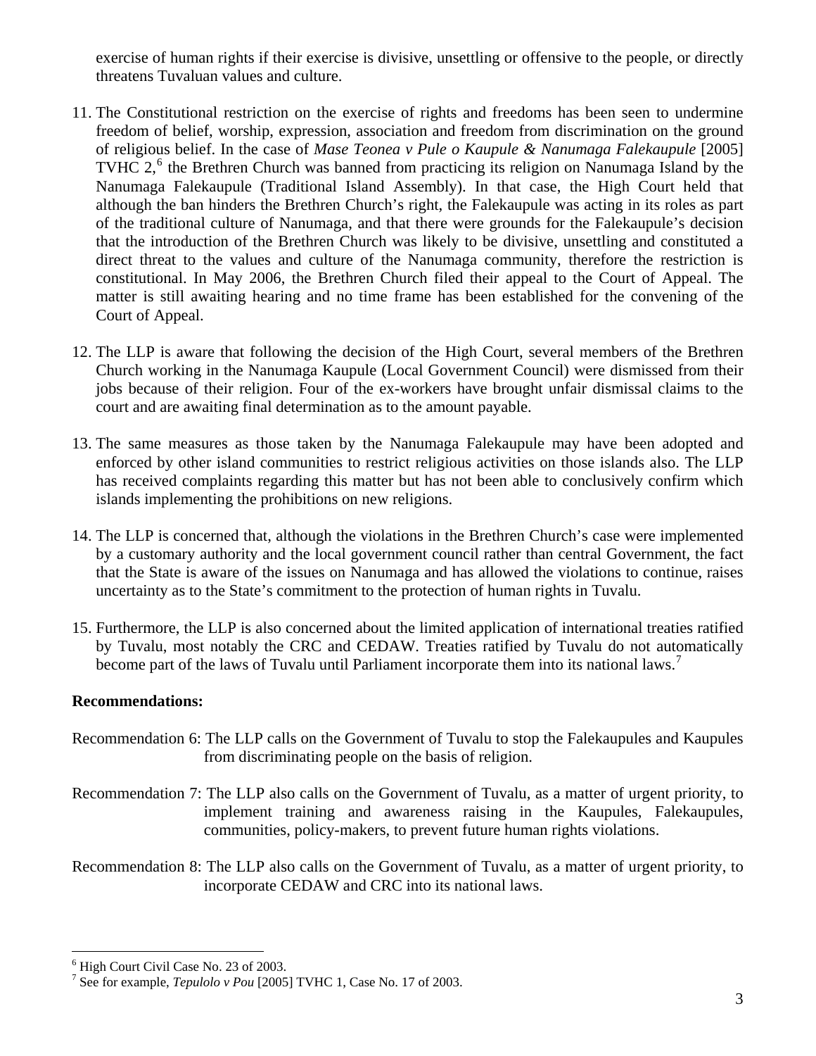exercise of human rights if their exercise is divisive, unsettling or offensive to the people, or directly threatens Tuvaluan values and culture.

11. The Constitutional restriction on the exercise of rights and freedoms has been seen to undermine freedom of belief, worship, expression, association and freedom from discrimination on the ground of religious belief. In the case of *Mase Teonea v Pule o Kaupule & Nanumaga Falekaupule* [2005] TVHC 2,[6] the Brethren Church was banned from practicing its religion on Nanumaga Island by the Nanumaga Falekaupule (Traditional Island Assembly). In that case, the High Court held that although the ban hinders the Brethren Church's right, the Falekaupule was acting in its roles as part of the traditional culture of Nanumaga, and that there were grounds for the Falekaupule's decision that the introduction of the Brethren Church was likely to be divisive, unsettling and constituted a direct threat to the values and culture of the Nanumaga community, therefore the restriction is constitutional. In May 2006, the Brethren Church filed their appeal to the Court of Appeal. The matter is still awaiting hearing and no time frame has been established for the convening of the Court of Appeal.

12. The LLP is aware that following the decision of the High Court, several members of the Brethren Church working in the Nanumaga Kaupule (Local Government Council) were dismissed from their jobs because of their religion. Four of the ex-workers have brought unfair dismissal claims to the court and are awaiting final determination as to the amount payable.

13. The same measures as those taken by the Nanumaga Falekaupule may have been adopted and enforced by other island communities to restrict religious activities on those islands also. The LLP has received complaints regarding this matter but has not been able to conclusively confirm which islands implementing the prohibitions on new religions.

14. The LLP is concerned that, although the violations in the Brethren Church's case were implemented by a customary authority and the local government council rather than central Government, the fact that the State is aware of the issues on Nanumaga and has allowed the violations to continue, raises uncertainty as to the State's commitment to the protection of human rights in Tuvalu.

15. Furthermore, the LLP is also concerned about the limited application of international treaties ratified by Tuvalu, most notably the CRC and CEDAW. Treaties ratified by Tuvalu do not automatically become part of the laws of Tuvalu until Parliament incorporate them into its national laws.[7]

**Recommendations:**

Recommendation 6: The LLP calls on the Government of Tuvalu to stop the Falekaupules and Kaupules from discriminating people on the basis of religion.

Recommendation 7: The LLP also calls on the Government of Tuvalu, as a matter of urgent priority, to implement training and awareness raising in the Kaupules, Falekaupules, communities, policy-makers, to prevent future human rights violations.

Recommendation 8: The LLP also calls on the Government of Tuvalu, as a matter of urgent priority, to incorporate CEDAW and CRC into its national laws.

---

[6] High Court Civil Case No. 23 of 2003.

[7] See for example, *Tepulolo v Pou* [2005] TVHC 1, Case No. 17 of 2003.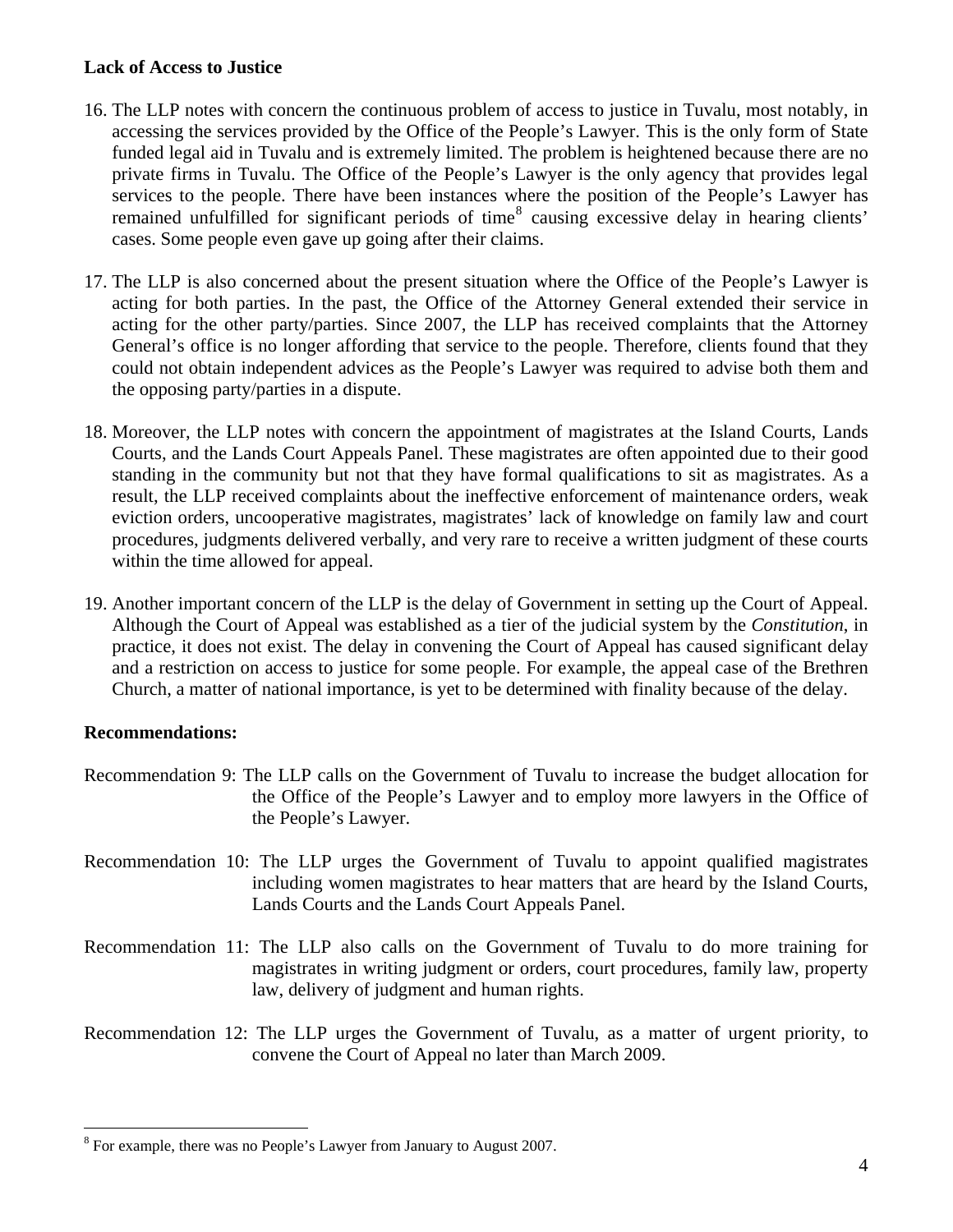**Lack of Access to Justice**

16. The LLP notes with concern the continuous problem of access to justice in Tuvalu, most notably, in accessing the services provided by the Office of the People's Lawyer. This is the only form of State funded legal aid in Tuvalu and is extremely limited. The problem is heightened because there are no private firms in Tuvalu. The Office of the People's Lawyer is the only agency that provides legal services to the people. There have been instances where the position of the People's Lawyer has remained unfulfilled for significant periods of time[8] causing excessive delay in hearing clients' cases. Some people even gave up going after their claims.

17. The LLP is also concerned about the present situation where the Office of the People's Lawyer is acting for both parties. In the past, the Office of the Attorney General extended their service in acting for the other party/parties. Since 2007, the LLP has received complaints that the Attorney General's office is no longer affording that service to the people. Therefore, clients found that they could not obtain independent advices as the People's Lawyer was required to advise both them and the opposing party/parties in a dispute.

18. Moreover, the LLP notes with concern the appointment of magistrates at the Island Courts, Lands Courts, and the Lands Court Appeals Panel. These magistrates are often appointed due to their good standing in the community but not that they have formal qualifications to sit as magistrates. As a result, the LLP received complaints about the ineffective enforcement of maintenance orders, weak eviction orders, uncooperative magistrates, magistrates' lack of knowledge on family law and court procedures, judgments delivered verbally, and very rare to receive a written judgment of these courts within the time allowed for appeal.

19. Another important concern of the LLP is the delay of Government in setting up the Court of Appeal. Although the Court of Appeal was established as a tier of the judicial system by the *Constitution*, in practice, it does not exist. The delay in convening the Court of Appeal has caused significant delay and a restriction on access to justice for some people. For example, the appeal case of the Brethren Church, a matter of national importance, is yet to be determined with finality because of the delay.

**Recommendations:**

Recommendation 9: The LLP calls on the Government of Tuvalu to increase the budget allocation for the Office of the People's Lawyer and to employ more lawyers in the Office of the People's Lawyer.

Recommendation 10: The LLP urges the Government of Tuvalu to appoint qualified magistrates including women magistrates to hear matters that are heard by the Island Courts, Lands Courts and the Lands Court Appeals Panel.

Recommendation 11: The LLP also calls on the Government of Tuvalu to do more training for magistrates in writing judgment or orders, court procedures, family law, property law, delivery of judgment and human rights.

Recommendation 12: The LLP urges the Government of Tuvalu, as a matter of urgent priority, to convene the Court of Appeal no later than March 2009.

---

[8] For example, there was no People's Lawyer from January to August 2007.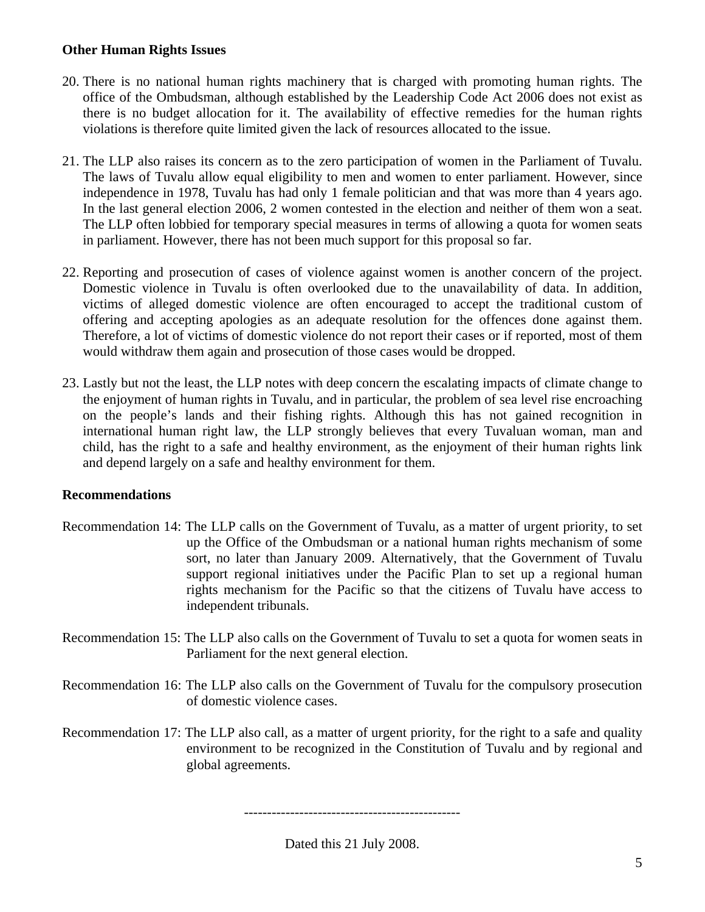**Other Human Rights Issues**

20. There is no national human rights machinery that is charged with promoting human rights. The office of the Ombudsman, although established by the Leadership Code Act 2006 does not exist as there is no budget allocation for it. The availability of effective remedies for the human rights violations is therefore quite limited given the lack of resources allocated to the issue.

21. The LLP also raises its concern as to the zero participation of women in the Parliament of Tuvalu. The laws of Tuvalu allow equal eligibility to men and women to enter parliament. However, since independence in 1978, Tuvalu has had only 1 female politician and that was more than 4 years ago. In the last general election 2006, 2 women contested in the election and neither of them won a seat. The LLP often lobbied for temporary special measures in terms of allowing a quota for women seats in parliament. However, there has not been much support for this proposal so far.

22. Reporting and prosecution of cases of violence against women is another concern of the project. Domestic violence in Tuvalu is often overlooked due to the unavailability of data. In addition, victims of alleged domestic violence are often encouraged to accept the traditional custom of offering and accepting apologies as an adequate resolution for the offences done against them. Therefore, a lot of victims of domestic violence do not report their cases or if reported, most of them would withdraw them again and prosecution of those cases would be dropped.

23. Lastly but not the least, the LLP notes with deep concern the escalating impacts of climate change to the enjoyment of human rights in Tuvalu, and in particular, the problem of sea level rise encroaching on the people's lands and their fishing rights. Although this has not gained recognition in international human right law, the LLP strongly believes that every Tuvaluan woman, man and child, has the right to a safe and healthy environment, as the enjoyment of their human rights link and depend largely on a safe and healthy environment for them.

**Recommendations**

Recommendation 14: The LLP calls on the Government of Tuvalu, as a matter of urgent priority, to set up the Office of the Ombudsman or a national human rights mechanism of some sort, no later than January 2009. Alternatively, that the Government of Tuvalu support regional initiatives under the Pacific Plan to set up a regional human rights mechanism for the Pacific so that the citizens of Tuvalu have access to independent tribunals.

Recommendation 15: The LLP also calls on the Government of Tuvalu to set a quota for women seats in Parliament for the next general election.

Recommendation 16: The LLP also calls on the Government of Tuvalu for the compulsory prosecution of domestic violence cases.

Recommendation 17: The LLP also call, as a matter of urgent priority, for the right to a safe and quality environment to be recognized in the Constitution of Tuvalu and by regional and global agreements.

-----------------------------------------------

Dated this 21 July 2008.